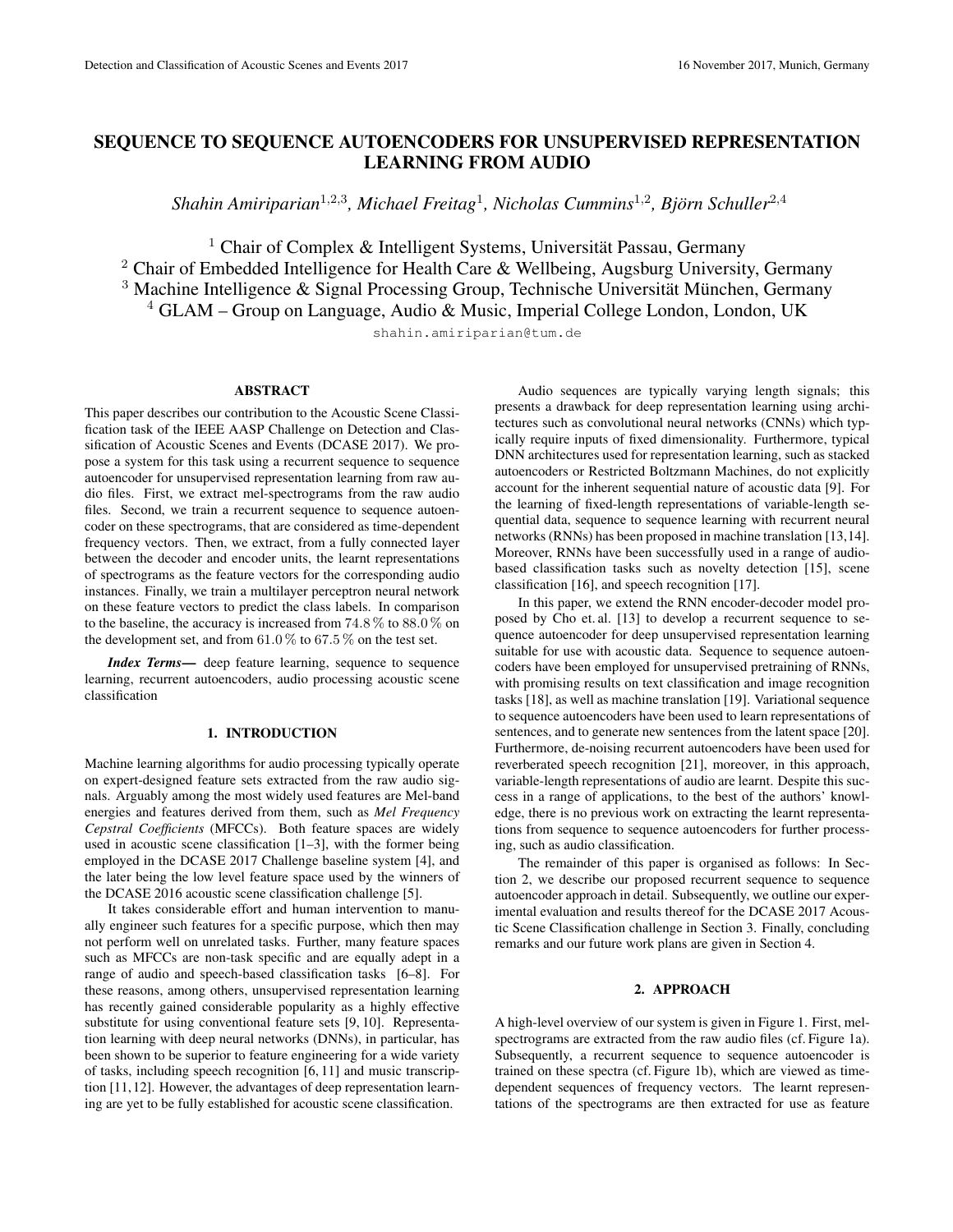# SEQUENCE TO SEQUENCE AUTOENCODERS FOR UNSUPERVISED REPRESENTATION LEARNING FROM AUDIO

*Shahin Amiriparian[1,2,3], Michael Freitag[1], Nicholas Cummins[1,2], Björn Schuller[2,4]*

[1] Chair of Complex & Intelligent Systems, Universität Passau, Germany
[2] Chair of Embedded Intelligence for Health Care & Wellbeing, Augsburg University, Germany
[3] Machine Intelligence & Signal Processing Group, Technische Universität München, Germany
[4] GLAM – Group on Language, Audio & Music, Imperial College London, London, UK

shahin.amiriparian@tum.de

## ABSTRACT

This paper describes our contribution to the Acoustic Scene Classification task of the IEEE AASP Challenge on Detection and Classification of Acoustic Scenes and Events (DCASE 2017). We propose a system for this task using a recurrent sequence to sequence autoencoder for unsupervised representation learning from raw audio files. First, we extract mel-spectrograms from the raw audio files. Second, we train a recurrent sequence to sequence autoencoder on these spectrograms, that are considered as time-dependent frequency vectors. Then, we extract, from a fully connected layer between the decoder and encoder units, the learnt representations of spectrograms as the feature vectors for the corresponding audio instances. Finally, we train a multilayer perceptron neural network on these feature vectors to predict the class labels. In comparison to the baseline, the accuracy is increased from $74.8\,\%$ to $88.0\,\%$ on the development set, and from $61.0\,\%$ to $67.5\,\%$ on the test set.

***Index Terms—*** deep feature learning, sequence to sequence learning, recurrent autoencoders, audio processing acoustic scene classification

## 1. INTRODUCTION

Machine learning algorithms for audio processing typically operate on expert-designed feature sets extracted from the raw audio signals. Arguably among the most widely used features are Mel-band energies and features derived from them, such as *Mel Frequency Cepstral Coefficients* (MFCCs). Both feature spaces are widely used in acoustic scene classification [1–3], with the former being employed in the DCASE 2017 Challenge baseline system [4], and the later being the low level feature space used by the winners of the DCASE 2016 acoustic scene classification challenge [5].

It takes considerable effort and human intervention to manually engineer such features for a specific purpose, which then may not perform well on unrelated tasks. Further, many feature spaces such as MFCCs are non-task specific and are equally adept in a range of audio and speech-based classification tasks [6–8]. For these reasons, among others, unsupervised representation learning has recently gained considerable popularity as a highly effective substitute for using conventional feature sets [9, 10]. Representation learning with deep neural networks (DNNs), in particular, has been shown to be superior to feature engineering for a wide variety of tasks, including speech recognition [6, 11] and music transcription [11, 12]. However, the advantages of deep representation learning are yet to be fully established for acoustic scene classification.

Audio sequences are typically varying length signals; this presents a drawback for deep representation learning using architectures such as convolutional neural networks (CNNs) which typically require inputs of fixed dimensionality. Furthermore, typical DNN architectures used for representation learning, such as stacked autoencoders or Restricted Boltzmann Machines, do not explicitly account for the inherent sequential nature of acoustic data [9]. For the learning of fixed-length representations of variable-length sequential data, sequence to sequence learning with recurrent neural networks (RNNs) has been proposed in machine translation [13,14]. Moreover, RNNs have been successfully used in a range of audio-based classification tasks such as novelty detection [15], scene classification [16], and speech recognition [17].

In this paper, we extend the RNN encoder-decoder model proposed by Cho et. al. [13] to develop a recurrent sequence to sequence autoencoder for deep unsupervised representation learning suitable for use with acoustic data. Sequence to sequence autoencoders have been employed for unsupervised pretraining of RNNs, with promising results on text classification and image recognition tasks [18], as well as machine translation [19]. Variational sequence to sequence autoencoders have been used to learn representations of sentences, and to generate new sentences from the latent space [20]. Furthermore, de-noising recurrent autoencoders have been used for reverberated speech recognition [21], moreover, in this approach, variable-length representations of audio are learnt. Despite this success in a range of applications, to the best of the authors' knowledge, there is no previous work on extracting the learnt representations from sequence to sequence autoencoders for further processing, such as audio classification.

The remainder of this paper is organised as follows: In Section 2, we describe our proposed recurrent sequence to sequence autoencoder approach in detail. Subsequently, we outline our experimental evaluation and results thereof for the DCASE 2017 Acoustic Scene Classification challenge in Section 3. Finally, concluding remarks and our future work plans are given in Section 4.

## 2. APPROACH

A high-level overview of our system is given in Figure 1. First, mel-spectrograms are extracted from the raw audio files (cf. Figure 1a). Subsequently, a recurrent sequence to sequence autoencoder is trained on these spectra (cf. Figure 1b), which are viewed as time-dependent sequences of frequency vectors. The learnt representations of the spectrograms are then extracted for use as feature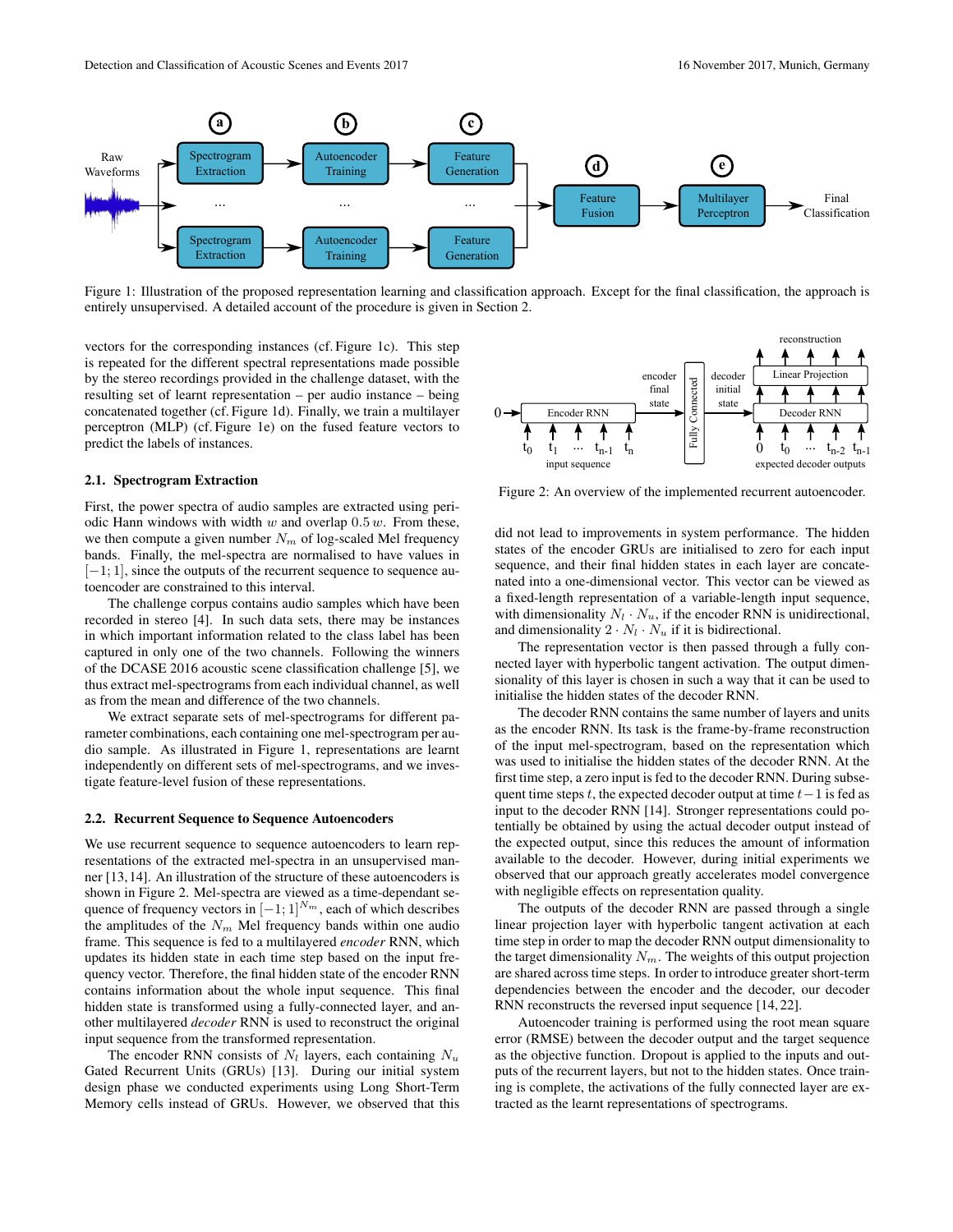Figure 1: Illustration of the proposed representation learning and classification approach. Except for the final classification, the approach is entirely unsupervised. A detailed account of the procedure is given in Section 2.

vectors for the corresponding instances (cf. Figure 1c). This step is repeated for the different spectral representations made possible by the stereo recordings provided in the challenge dataset, with the resulting set of learnt representation – per audio instance – being concatenated together (cf. Figure 1d). Finally, we train a multilayer perceptron (MLP) (cf. Figure 1e) on the fused feature vectors to predict the labels of instances.

### 2.1. Spectrogram Extraction

First, the power spectra of audio samples are extracted using periodic Hann windows with width $w$ and overlap $0.5\,w$. From these, we then compute a given number $N_m$ of log-scaled Mel frequency bands. Finally, the mel-spectra are normalised to have values in $[-1;1]$, since the outputs of the recurrent sequence to sequence autoencoder are constrained to this interval.

The challenge corpus contains audio samples which have been recorded in stereo [4]. In such data sets, there may be instances in which important information related to the class label has been captured in only one of the two channels. Following the winners of the DCASE 2016 acoustic scene classification challenge [5], we thus extract mel-spectrograms from each individual channel, as well as from the mean and difference of the two channels.

We extract separate sets of mel-spectrograms for different parameter combinations, each containing one mel-spectrogram per audio sample. As illustrated in Figure 1, representations are learnt independently on different sets of mel-spectrograms, and we investigate feature-level fusion of these representations.

### 2.2. Recurrent Sequence to Sequence Autoencoders

We use recurrent sequence to sequence autoencoders to learn representations of the extracted mel-spectra in an unsupervised manner [13, 14]. An illustration of the structure of these autoencoders is shown in Figure 2. Mel-spectra are viewed as a time-dependant sequence of frequency vectors in $[-1;1]^{N_m}$, each of which describes the amplitudes of the $N_m$ Mel frequency bands within one audio frame. This sequence is fed to a multilayered *encoder* RNN, which updates its hidden state in each time step based on the input frequency vector. Therefore, the final hidden state of the encoder RNN contains information about the whole input sequence. This final hidden state is transformed using a fully-connected layer, and another multilayered *decoder* RNN is used to reconstruct the original input sequence from the transformed representation.

The encoder RNN consists of $N_l$ layers, each containing $N_u$ Gated Recurrent Units (GRUs) [13]. During our initial system design phase we conducted experiments using Long Short-Term Memory cells instead of GRUs. However, we observed that this did not lead to improvements in system performance. The hidden states of the encoder GRUs are initialised to zero for each input sequence, and their final hidden states in each layer are concatenated into a one-dimensional vector. This vector can be viewed as a fixed-length representation of a variable-length input sequence, with dimensionality $N_l \cdot N_u$, if the encoder RNN is unidirectional, and dimensionality $2 \cdot N_l \cdot N_u$ if it is bidirectional.

Figure 2: An overview of the implemented recurrent autoencoder.

The representation vector is then passed through a fully connected layer with hyperbolic tangent activation. The output dimensionality of this layer is chosen in such a way that it can be used to initialise the hidden states of the decoder RNN.

The decoder RNN contains the same number of layers and units as the encoder RNN. Its task is the frame-by-frame reconstruction of the input mel-spectrogram, based on the representation which was used to initialise the hidden states of the decoder RNN. At the first time step, a zero input is fed to the decoder RNN. During subsequent time steps $t$, the expected decoder output at time $t-1$ is fed as input to the decoder RNN [14]. Stronger representations could potentially be obtained by using the actual decoder output instead of the expected output, since this reduces the amount of information available to the decoder. However, during initial experiments we observed that our approach greatly accelerates model convergence with negligible effects on representation quality.

The outputs of the decoder RNN are passed through a single linear projection layer with hyperbolic tangent activation at each time step in order to map the decoder RNN output dimensionality to the target dimensionality $N_m$. The weights of this output projection are shared across time steps. In order to introduce greater short-term dependencies between the encoder and the decoder, our decoder RNN reconstructs the reversed input sequence [14, 22].

Autoencoder training is performed using the root mean square error (RMSE) between the decoder output and the target sequence as the objective function. Dropout is applied to the inputs and outputs of the recurrent layers, but not to the hidden states. Once training is complete, the activations of the fully connected layer are extracted as the learnt representations of spectrograms.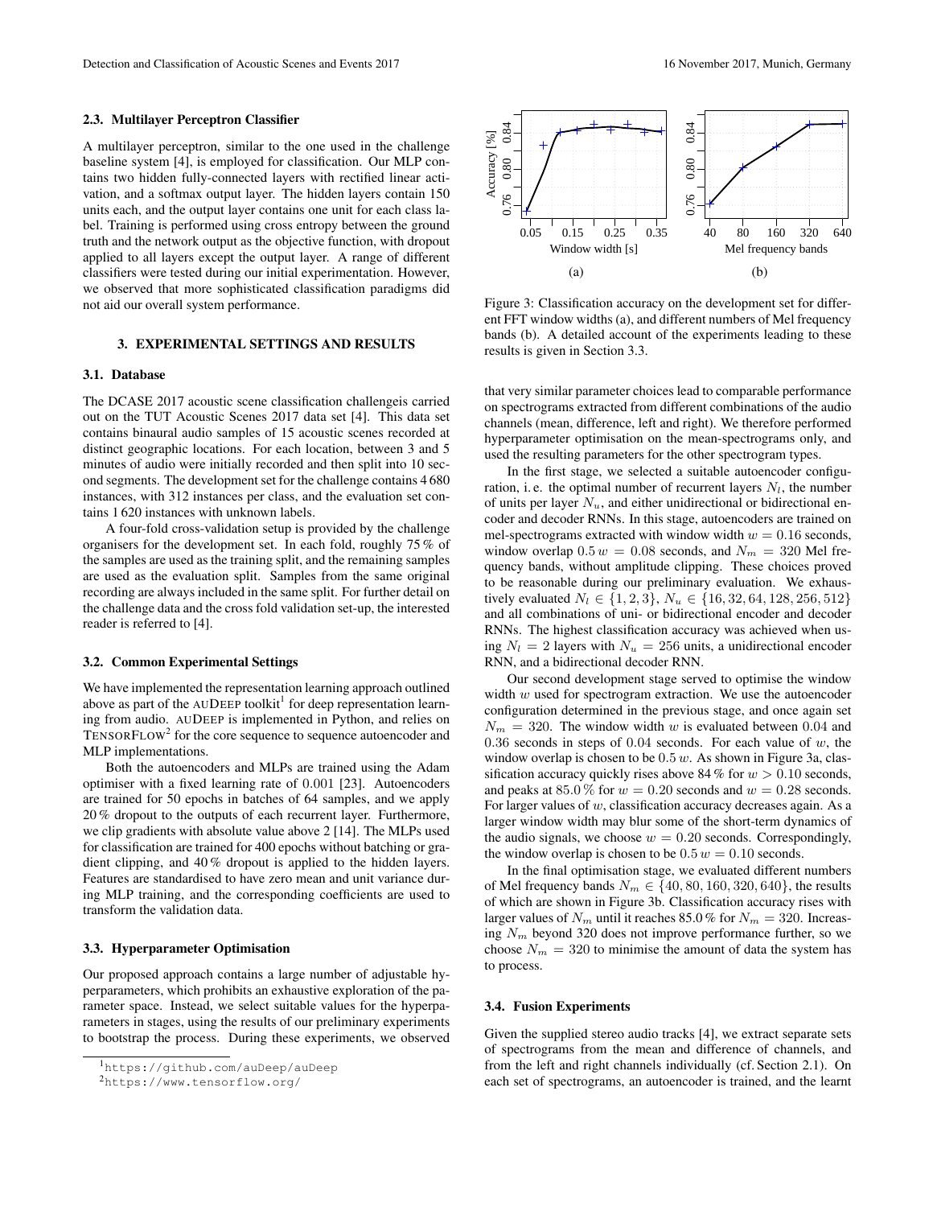### 2.3. Multilayer Perceptron Classifier

A multilayer perceptron, similar to the one used in the challenge baseline system [4], is employed for classification. Our MLP contains two hidden fully-connected layers with rectified linear activation, and a softmax output layer. The hidden layers contain 150 units each, and the output layer contains one unit for each class label. Training is performed using cross entropy between the ground truth and the network output as the objective function, with dropout applied to all layers except the output layer. A range of different classifiers were tested during our initial experimentation. However, we observed that more sophisticated classification paradigms did not aid our overall system performance.

## 3. EXPERIMENTAL SETTINGS AND RESULTS

### 3.1. Database

The DCASE 2017 acoustic scene classification challengeis carried out on the TUT Acoustic Scenes 2017 data set [4]. This data set contains binaural audio samples of 15 acoustic scenes recorded at distinct geographic locations. For each location, between 3 and 5 minutes of audio were initially recorded and then split into 10 second segments. The development set for the challenge contains 4 680 instances, with 312 instances per class, and the evaluation set contains 1 620 instances with unknown labels.

A four-fold cross-validation setup is provided by the challenge organisers for the development set. In each fold, roughly 75 % of the samples are used as the training split, and the remaining samples are used as the evaluation split. Samples from the same original recording are always included in the same split. For further detail on the challenge data and the cross fold validation set-up, the interested reader is referred to [4].

### 3.2. Common Experimental Settings

We have implemented the representation learning approach outlined above as part of the AUDEEP toolkit[1] for deep representation learning from audio. AUDEEP is implemented in Python, and relies on TENSORFLOW[2] for the core sequence to sequence autoencoder and MLP implementations.

Both the autoencoders and MLPs are trained using the Adam optimiser with a fixed learning rate of 0.001 [23]. Autoencoders are trained for 50 epochs in batches of 64 samples, and we apply 20 % dropout to the outputs of each recurrent layer. Furthermore, we clip gradients with absolute value above 2 [14]. The MLPs used for classification are trained for 400 epochs without batching or gradient clipping, and 40 % dropout is applied to the hidden layers. Features are standardised to have zero mean and unit variance during MLP training, and the corresponding coefficients are used to transform the validation data.

### 3.3. Hyperparameter Optimisation

Our proposed approach contains a large number of adjustable hyperparameters, which prohibits an exhaustive exploration of the parameter space. Instead, we select suitable values for the hyperparameters in stages, using the results of our preliminary experiments to bootstrap the process. During these experiments, we observed that very similar parameter choices lead to comparable performance on spectrograms extracted from different combinations of the audio channels (mean, difference, left and right). We therefore performed hyperparameter optimisation on the mean-spectrograms only, and used the resulting parameters for the other spectrogram types.

[1] https://github.com/auDeep/auDeep

[2] https://www.tensorflow.org/

Figure 3: Classification accuracy on the development set for different FFT window widths (a), and different numbers of Mel frequency bands (b). A detailed account of the experiments leading to these results is given in Section 3.3.

In the first stage, we selected a suitable autoencoder configuration, i. e. the optimal number of recurrent layers $N_l$, the number of units per layer $N_u$, and either unidirectional or bidirectional encoder and decoder RNNs. In this stage, autoencoders are trained on mel-spectrograms extracted with window width $w = 0.16$ seconds, window overlap $0.5\,w = 0.08$ seconds, and $N_m = 320$ Mel frequency bands, without amplitude clipping. These choices proved to be reasonable during our preliminary evaluation. We exhaustively evaluated $N_l \in \{1, 2, 3\}$, $N_u \in \{16, 32, 64, 128, 256, 512\}$ and all combinations of uni- or bidirectional encoder and decoder RNNs. The highest classification accuracy was achieved when using $N_l = 2$ layers with $N_u = 256$ units, a unidirectional encoder RNN, and a bidirectional decoder RNN.

Our second development stage served to optimise the window width $w$ used for spectrogram extraction. We use the autoencoder configuration determined in the previous stage, and once again set $N_m = 320$. The window width $w$ is evaluated between 0.04 and 0.36 seconds in steps of 0.04 seconds. For each value of $w$, the window overlap is chosen to be $0.5\,w$. As shown in Figure 3a, classification accuracy quickly rises above 84 % for $w > 0.10$ seconds, and peaks at 85.0 % for $w = 0.20$ seconds and $w = 0.28$ seconds. For larger values of $w$, classification accuracy decreases again. As a larger window width may blur some of the short-term dynamics of the audio signals, we choose $w = 0.20$ seconds. Correspondingly, the window overlap is chosen to be $0.5\,w = 0.10$ seconds.

In the final optimisation stage, we evaluated different numbers of Mel frequency bands $N_m \in \{40, 80, 160, 320, 640\}$, the results of which are shown in Figure 3b. Classification accuracy rises with larger values of $N_m$ until it reaches 85.0 % for $N_m = 320$. Increasing $N_m$ beyond 320 does not improve performance further, so we choose $N_m = 320$ to minimise the amount of data the system has to process.

### 3.4. Fusion Experiments

Given the supplied stereo audio tracks [4], we extract separate sets of spectrograms from the mean and difference of channels, and from the left and right channels individually (cf. Section 2.1). On each set of spectrograms, an autoencoder is trained, and the learnt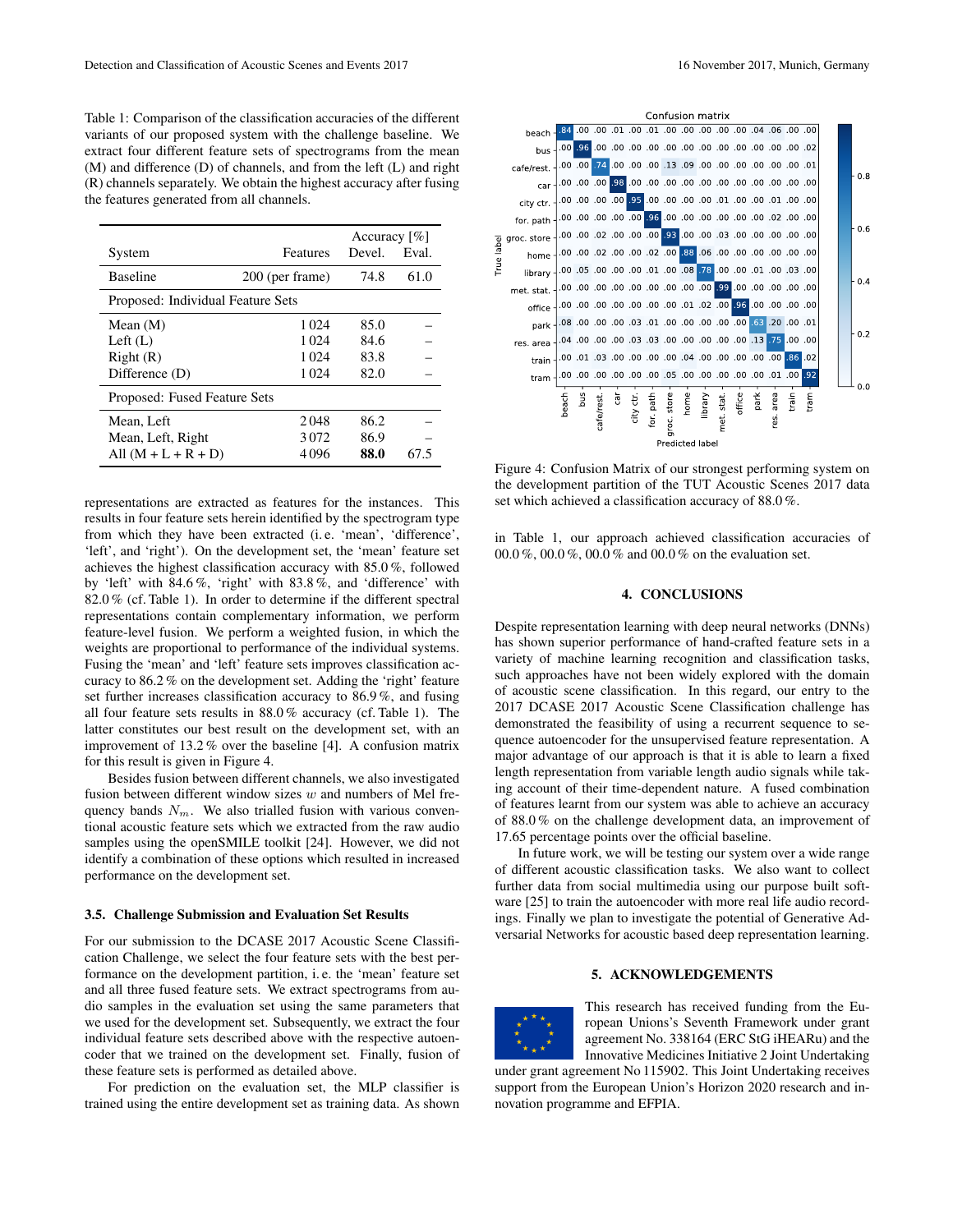Table 1: Comparison of the classification accuracies of the different variants of our proposed system with the challenge baseline. We extract four different feature sets of spectrograms from the mean (M) and difference (D) of channels, and from the left (L) and right (R) channels separately. We obtain the highest accuracy after fusing the features generated from all channels.

| System | Features | Accuracy [%] Devel. | Eval. |
|---|---|---|---|
| Baseline | 200 (per frame) | 74.8 | 61.0 |
| **Proposed: Individual Feature Sets** | | | |
| Mean (M) | 1 024 | 85.0 | – |
| Left (L) | 1 024 | 84.6 | – |
| Right (R) | 1 024 | 83.8 | – |
| Difference (D) | 1 024 | 82.0 | – |
| **Proposed: Fused Feature Sets** | | | |
| Mean, Left | 2 048 | 86.2 | – |
| Mean, Left, Right | 3 072 | 86.9 | – |
| All (M + L + R + D) | 4 096 | **88.0** | 67.5 |

representations are extracted as features for the instances. This results in four feature sets herein identified by the spectrogram type from which they have been extracted (i. e. 'mean', 'difference', 'left', and 'right'). On the development set, the 'mean' feature set achieves the highest classification accuracy with 85.0 %, followed by 'left' with 84.6 %, 'right' with 83.8 %, and 'difference' with 82.0 % (cf. Table 1). In order to determine if the different spectral representations contain complementary information, we perform feature-level fusion. We perform a weighted fusion, in which the weights are proportional to performance of the individual systems. Fusing the 'mean' and 'left' feature sets improves classification accuracy to 86.2 % on the development set. Adding the 'right' feature set further increases classification accuracy to 86.9 %, and fusing all four feature sets results in 88.0 % accuracy (cf. Table 1). The latter constitutes our best result on the development set, with an improvement of 13.2 % over the baseline [4]. A confusion matrix for this result is given in Figure 4.

Besides fusion between different channels, we also investigated fusion between different window sizes $w$ and numbers of Mel frequency bands $N_m$. We also trialled fusion with various conventional acoustic feature sets which we extracted from the raw audio samples using the openSMILE toolkit [24]. However, we did not identify a combination of these options which resulted in increased performance on the development set.

### 3.5. Challenge Submission and Evaluation Set Results

For our submission to the DCASE 2017 Acoustic Scene Classification Challenge, we select the four feature sets with the best performance on the development partition, i. e. the 'mean' feature set and all three fused feature sets. We extract spectrograms from audio samples in the evaluation set using the same parameters that we used for the development set. Subsequently, we extract the four individual feature sets described above with the respective autoencoder that we trained on the development set. Finally, fusion of these feature sets is performed as detailed above.

For prediction on the evaluation set, the MLP classifier is trained using the entire development set as training data. As shown in Table 1, our approach achieved classification accuracies of 00.0 %, 00.0 %, 00.0 % and 00.0 % on the evaluation set.

Figure 4: Confusion Matrix of our strongest performing system on the development partition of the TUT Acoustic Scenes 2017 data set which achieved a classification accuracy of 88.0 %.

## 4. CONCLUSIONS

Despite representation learning with deep neural networks (DNNs) has shown superior performance of hand-crafted feature sets in a variety of machine learning recognition and classification tasks, such approaches have not been widely explored with the domain of acoustic scene classification. In this regard, our entry to the 2017 DCASE 2017 Acoustic Scene Classification challenge has demonstrated the feasibility of using a recurrent sequence to sequence autoencoder for the unsupervised feature representation. A major advantage of our approach is that it is able to learn a fixed length representation from variable length audio signals while taking account of their time-dependent nature. A fused combination of features learnt from our system was able to achieve an accuracy of 88.0 % on the challenge development data, an improvement of 17.65 percentage points over the official baseline.

In future work, we will be testing our system over a wide range of different acoustic classification tasks. We also want to collect further data from social multimedia using our purpose built software [25] to train the autoencoder with more real life audio recordings. Finally we plan to investigate the potential of Generative Adversarial Networks for acoustic based deep representation learning.

## 5. ACKNOWLEDGEMENTS

This research has received funding from the European Unions's Seventh Framework under grant agreement No. 338164 (ERC StG iHEARu) and the Innovative Medicines Initiative 2 Joint Undertaking under grant agreement No 115902. This Joint Undertaking receives support from the European Union's Horizon 2020 research and innovation programme and EFPIA.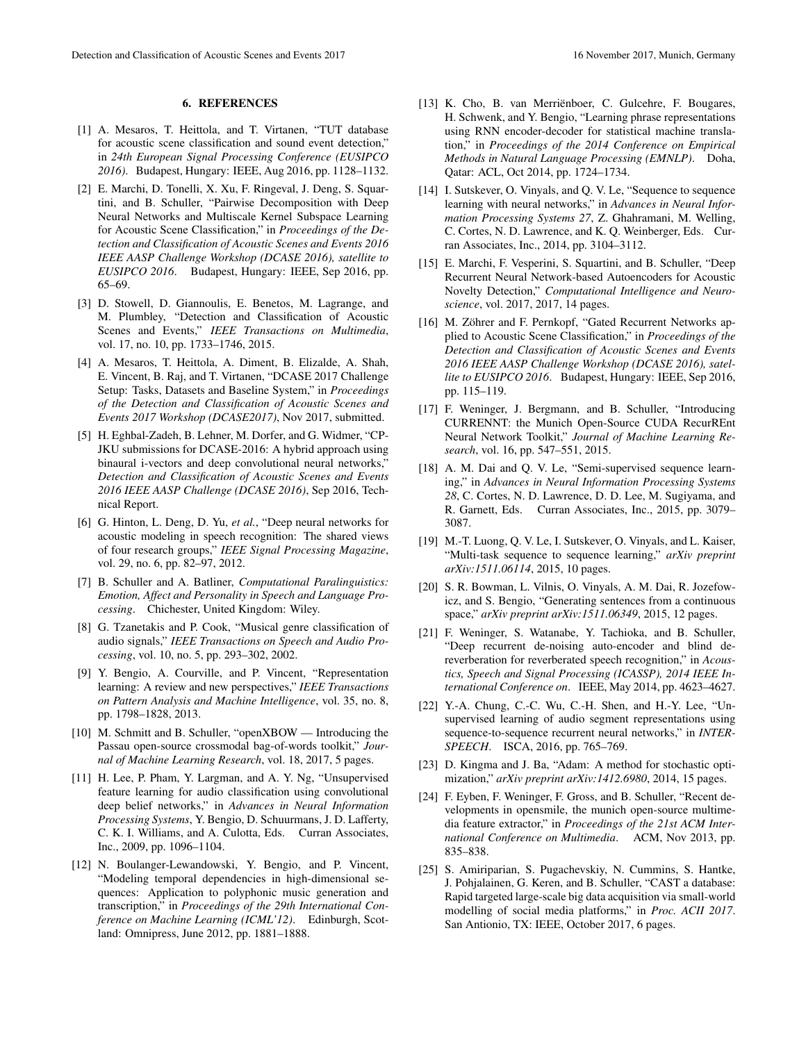## 6. REFERENCES

[1] A. Mesaros, T. Heittola, and T. Virtanen, "TUT database for acoustic scene classification and sound event detection," in *24th European Signal Processing Conference (EUSIPCO 2016)*. Budapest, Hungary: IEEE, Aug 2016, pp. 1128–1132.

[2] E. Marchi, D. Tonelli, X. Xu, F. Ringeval, J. Deng, S. Squartini, and B. Schuller, "Pairwise Decomposition with Deep Neural Networks and Multiscale Kernel Subspace Learning for Acoustic Scene Classification," in *Proceedings of the Detection and Classification of Acoustic Scenes and Events 2016 IEEE AASP Challenge Workshop (DCASE 2016), satellite to EUSIPCO 2016*. Budapest, Hungary: IEEE, Sep 2016, pp. 65–69.

[3] D. Stowell, D. Giannoulis, E. Benetos, M. Lagrange, and M. Plumbley, "Detection and Classification of Acoustic Scenes and Events," *IEEE Transactions on Multimedia*, vol. 17, no. 10, pp. 1733–1746, 2015.

[4] A. Mesaros, T. Heittola, A. Diment, B. Elizalde, A. Shah, E. Vincent, B. Raj, and T. Virtanen, "DCASE 2017 Challenge Setup: Tasks, Datasets and Baseline System," in *Proceedings of the Detection and Classification of Acoustic Scenes and Events 2017 Workshop (DCASE2017)*, Nov 2017, submitted.

[5] H. Eghbal-Zadeh, B. Lehner, M. Dorfer, and G. Widmer, "CP-JKU submissions for DCASE-2016: A hybrid approach using binaural i-vectors and deep convolutional neural networks," *Detection and Classification of Acoustic Scenes and Events 2016 IEEE AASP Challenge (DCASE 2016)*, Sep 2016, Technical Report.

[6] G. Hinton, L. Deng, D. Yu, *et al.*, "Deep neural networks for acoustic modeling in speech recognition: The shared views of four research groups," *IEEE Signal Processing Magazine*, vol. 29, no. 6, pp. 82–97, 2012.

[7] B. Schuller and A. Batliner, *Computational Paralinguistics: Emotion, Affect and Personality in Speech and Language Processing*. Chichester, United Kingdom: Wiley.

[8] G. Tzanetakis and P. Cook, "Musical genre classification of audio signals," *IEEE Transactions on Speech and Audio Processing*, vol. 10, no. 5, pp. 293–302, 2002.

[9] Y. Bengio, A. Courville, and P. Vincent, "Representation learning: A review and new perspectives," *IEEE Transactions on Pattern Analysis and Machine Intelligence*, vol. 35, no. 8, pp. 1798–1828, 2013.

[10] M. Schmitt and B. Schuller, "openXBOW — Introducing the Passau open-source crossmodal bag-of-words toolkit," *Journal of Machine Learning Research*, vol. 18, 2017, 5 pages.

[11] H. Lee, P. Pham, Y. Largman, and A. Y. Ng, "Unsupervised feature learning for audio classification using convolutional deep belief networks," in *Advances in Neural Information Processing Systems*, Y. Bengio, D. Schuurmans, J. D. Lafferty, C. K. I. Williams, and A. Culotta, Eds. Curran Associates, Inc., 2009, pp. 1096–1104.

[12] N. Boulanger-Lewandowski, Y. Bengio, and P. Vincent, "Modeling temporal dependencies in high-dimensional sequences: Application to polyphonic music generation and transcription," in *Proceedings of the 29th International Conference on Machine Learning (ICML'12)*. Edinburgh, Scotland: Omnipress, June 2012, pp. 1881–1888.

[13] K. Cho, B. van Merriënboer, C. Gulcehre, F. Bougares, H. Schwenk, and Y. Bengio, "Learning phrase representations using RNN encoder-decoder for statistical machine translation," in *Proceedings of the 2014 Conference on Empirical Methods in Natural Language Processing (EMNLP)*. Doha, Qatar: ACL, Oct 2014, pp. 1724–1734.

[14] I. Sutskever, O. Vinyals, and Q. V. Le, "Sequence to sequence learning with neural networks," in *Advances in Neural Information Processing Systems 27*, Z. Ghahramani, M. Welling, C. Cortes, N. D. Lawrence, and K. Q. Weinberger, Eds. Curran Associates, Inc., 2014, pp. 3104–3112.

[15] E. Marchi, F. Vesperini, S. Squartini, and B. Schuller, "Deep Recurrent Neural Network-based Autoencoders for Acoustic Novelty Detection," *Computational Intelligence and Neuroscience*, vol. 2017, 2017, 14 pages.

[16] M. Zöhrer and F. Pernkopf, "Gated Recurrent Networks applied to Acoustic Scene Classification," in *Proceedings of the Detection and Classification of Acoustic Scenes and Events 2016 IEEE AASP Challenge Workshop (DCASE 2016), satellite to EUSIPCO 2016*. Budapest, Hungary: IEEE, Sep 2016, pp. 115–119.

[17] F. Weninger, J. Bergmann, and B. Schuller, "Introducing CURRENNT: the Munich Open-Source CUDA RecurREnt Neural Network Toolkit," *Journal of Machine Learning Research*, vol. 16, pp. 547–551, 2015.

[18] A. M. Dai and Q. V. Le, "Semi-supervised sequence learning," in *Advances in Neural Information Processing Systems 28*, C. Cortes, N. D. Lawrence, D. D. Lee, M. Sugiyama, and R. Garnett, Eds. Curran Associates, Inc., 2015, pp. 3079–3087.

[19] M.-T. Luong, Q. V. Le, I. Sutskever, O. Vinyals, and L. Kaiser, "Multi-task sequence to sequence learning," *arXiv preprint arXiv:1511.06114*, 2015, 10 pages.

[20] S. R. Bowman, L. Vilnis, O. Vinyals, A. M. Dai, R. Jozefowicz, and S. Bengio, "Generating sentences from a continuous space," *arXiv preprint arXiv:1511.06349*, 2015, 12 pages.

[21] F. Weninger, S. Watanabe, Y. Tachioka, and B. Schuller, "Deep recurrent de-noising auto-encoder and blind de-reverberation for reverberated speech recognition," in *Acoustics, Speech and Signal Processing (ICASSP), 2014 IEEE International Conference on*. IEEE, May 2014, pp. 4623–4627.

[22] Y.-A. Chung, C.-C. Wu, C.-H. Shen, and H.-Y. Lee, "Unsupervised learning of audio segment representations using sequence-to-sequence recurrent neural networks," in *INTERSPEECH*. ISCA, 2016, pp. 765–769.

[23] D. Kingma and J. Ba, "Adam: A method for stochastic optimization," *arXiv preprint arXiv:1412.6980*, 2014, 15 pages.

[24] F. Eyben, F. Weninger, F. Gross, and B. Schuller, "Recent developments in opensmile, the munich open-source multimedia feature extractor," in *Proceedings of the 21st ACM International Conference on Multimedia*. ACM, Nov 2013, pp. 835–838.

[25] S. Amiriparian, S. Pugachevskiy, N. Cummins, S. Hantke, J. Pohjalainen, G. Keren, and B. Schuller, "CAST a database: Rapid targeted large-scale big data acquisition via small-world modelling of social media platforms," in *Proc. ACII 2017*. San Antionio, TX: IEEE, October 2017, 6 pages.